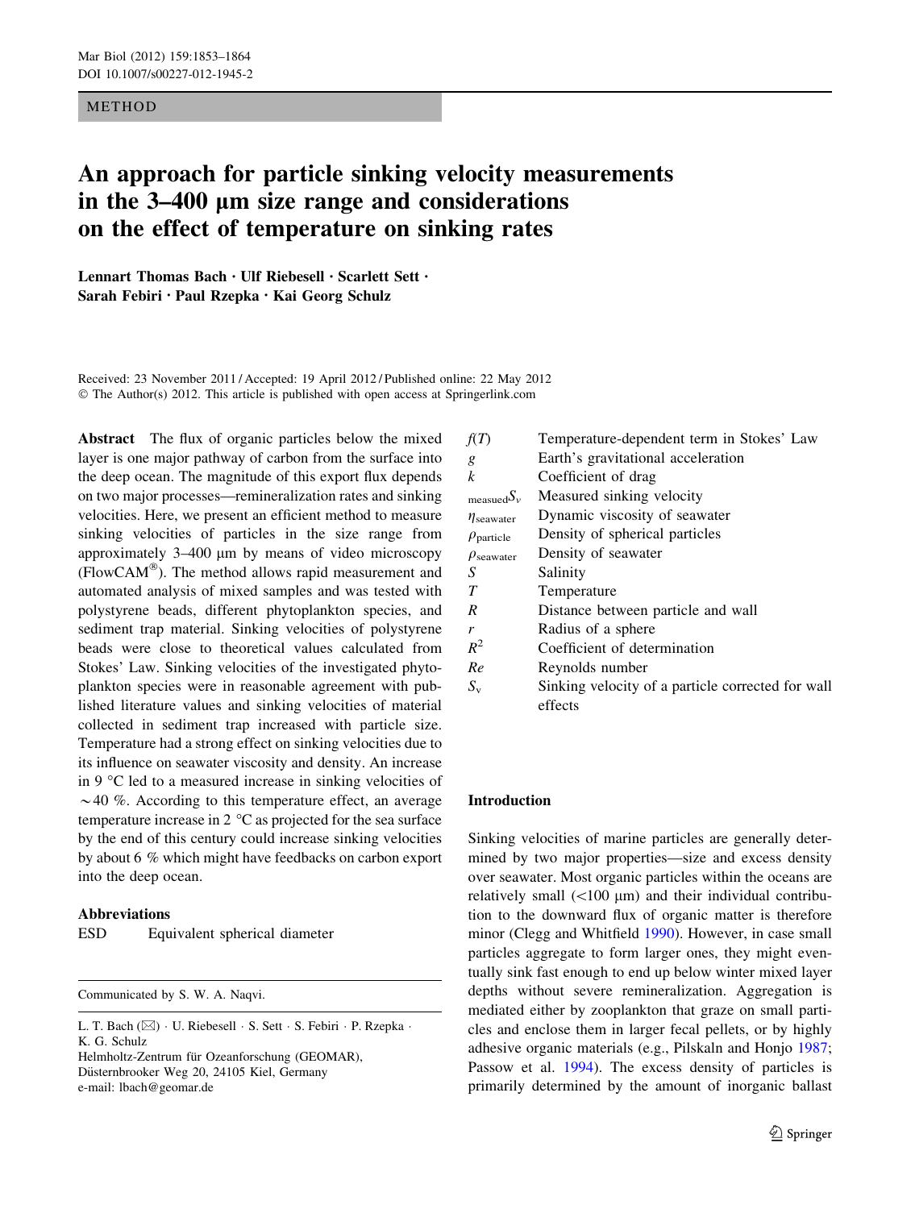METHOD

# An approach for particle sinking velocity measurements in the 3–400 μm size range and considerations on the effect of temperature on sinking rates

**Lennart Thomas Bach · Ulf Riebesell · Scarlett Sett · Sarah Febiri · Paul Rzepka · Kai Georg Schulz**

Received: 23 November 2011 / Accepted: 19 April 2012 / Published online: 22 May 2012
© The Author(s) 2012. This article is published with open access at Springerlink.com

**Abstract** The flux of organic particles below the mixed layer is one major pathway of carbon from the surface into the deep ocean. The magnitude of this export flux depends on two major processes—remineralization rates and sinking velocities. Here, we present an efficient method to measure sinking velocities of particles in the size range from approximately 3–400 μm by means of video microscopy (FlowCAM®). The method allows rapid measurement and automated analysis of mixed samples and was tested with polystyrene beads, different phytoplankton species, and sediment trap material. Sinking velocities of polystyrene beads were close to theoretical values calculated from Stokes' Law. Sinking velocities of the investigated phytoplankton species were in reasonable agreement with published literature values and sinking velocities of material collected in sediment trap increased with particle size. Temperature had a strong effect on sinking velocities due to its influence on seawater viscosity and density. An increase in 9 °C led to a measured increase in sinking velocities of ~40 %. According to this temperature effect, an average temperature increase in 2 °C as projected for the sea surface by the end of this century could increase sinking velocities by about 6 % which might have feedbacks on carbon export into the deep ocean.

**Abbreviations**

| | |
|---|---|
| ESD | Equivalent spherical diameter |
| $f(T)$ | Temperature-dependent term in Stokes' Law |
| $g$ | Earth's gravitational acceleration |
| $k$ | Coefficient of drag |
| $_{\text{measued}}S_v$ | Measured sinking velocity |
| $\eta_{\text{seawater}}$ | Dynamic viscosity of seawater |
| $\rho_{\text{particle}}$ | Density of spherical particles |
| $\rho_{\text{seawater}}$ | Density of seawater |
| $S$ | Salinity |
| $T$ | Temperature |
| $R$ | Distance between particle and wall |
| $r$ | Radius of a sphere |
| $R^2$ | Coefficient of determination |
| $Re$ | Reynolds number |
| $S_v$ | Sinking velocity of a particle corrected for wall effects |

Communicated by S. W. A. Naqvi.

L. T. Bach (✉) · U. Riebesell · S. Sett · S. Febiri · P. Rzepka · K. G. Schulz
Helmholtz-Zentrum für Ozeanforschung (GEOMAR), Düsternbrooker Weg 20, 24105 Kiel, Germany
e-mail: lbach@geomar.de

## Introduction

Sinking velocities of marine particles are generally determined by two major properties—size and excess density over seawater. Most organic particles within the oceans are relatively small (<100 μm) and their individual contribution to the downward flux of organic matter is therefore minor (Clegg and Whitfield 1990). However, in case small particles aggregate to form larger ones, they might eventually sink fast enough to end up below winter mixed layer depths without severe remineralization. Aggregation is mediated either by zooplankton that graze on small particles and enclose them in larger fecal pellets, or by highly adhesive organic materials (e.g., Pilskaln and Honjo 1987; Passow et al. 1994). The excess density of particles is primarily determined by the amount of inorganic ballast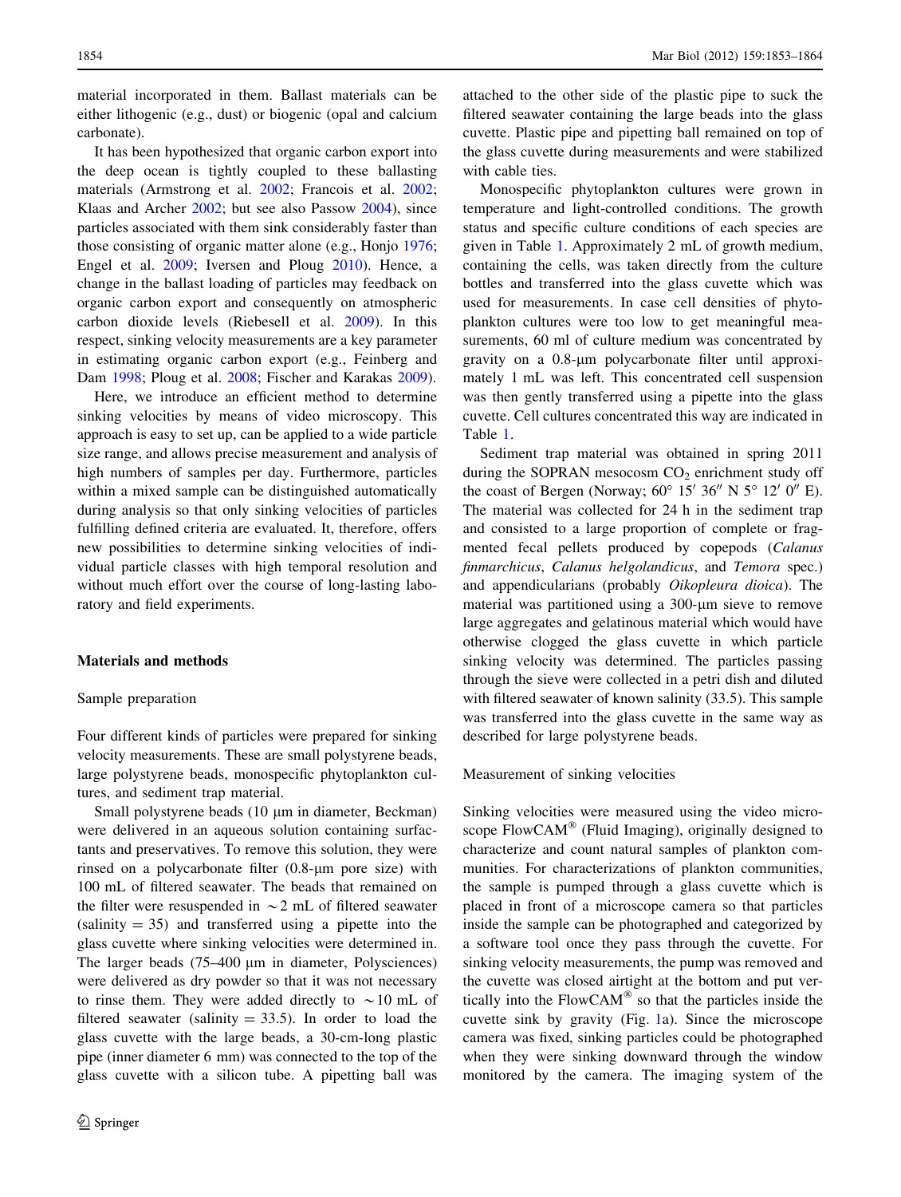material incorporated in them. Ballast materials can be either lithogenic (e.g., dust) or biogenic (opal and calcium carbonate).

It has been hypothesized that organic carbon export into the deep ocean is tightly coupled to these ballasting materials (Armstrong et al. 2002; Francois et al. 2002; Klaas and Archer 2002; but see also Passow 2004), since particles associated with them sink considerably faster than those consisting of organic matter alone (e.g., Honjo 1976; Engel et al. 2009; Iversen and Ploug 2010). Hence, a change in the ballast loading of particles may feedback on organic carbon export and consequently on atmospheric carbon dioxide levels (Riebesell et al. 2009). In this respect, sinking velocity measurements are a key parameter in estimating organic carbon export (e.g., Feinberg and Dam 1998; Ploug et al. 2008; Fischer and Karakas 2009).

Here, we introduce an efficient method to determine sinking velocities by means of video microscopy. This approach is easy to set up, can be applied to a wide particle size range, and allows precise measurement and analysis of high numbers of samples per day. Furthermore, particles within a mixed sample can be distinguished automatically during analysis so that only sinking velocities of particles fulfilling defined criteria are evaluated. It, therefore, offers new possibilities to determine sinking velocities of individual particle classes with high temporal resolution and without much effort over the course of long-lasting laboratory and field experiments.

## Materials and methods

### Sample preparation

Four different kinds of particles were prepared for sinking velocity measurements. These are small polystyrene beads, large polystyrene beads, monospecific phytoplankton cultures, and sediment trap material.

Small polystyrene beads (10 μm in diameter, Beckman) were delivered in an aqueous solution containing surfactants and preservatives. To remove this solution, they were rinsed on a polycarbonate filter (0.8-μm pore size) with 100 mL of filtered seawater. The beads that remained on the filter were resuspended in ~2 mL of filtered seawater (salinity = 35) and transferred using a pipette into the glass cuvette where sinking velocities were determined in. The larger beads (75–400 μm in diameter, Polysciences) were delivered as dry powder so that it was not necessary to rinse them. They were added directly to ~10 mL of filtered seawater (salinity = 33.5). In order to load the glass cuvette with the large beads, a 30-cm-long plastic pipe (inner diameter 6 mm) was connected to the top of the glass cuvette with a silicon tube. A pipetting ball was attached to the other side of the plastic pipe to suck the filtered seawater containing the large beads into the glass cuvette. Plastic pipe and pipetting ball remained on top of the glass cuvette during measurements and were stabilized with cable ties.

Monospecific phytoplankton cultures were grown in temperature and light-controlled conditions. The growth status and specific culture conditions of each species are given in Table 1. Approximately 2 mL of growth medium, containing the cells, was taken directly from the culture bottles and transferred into the glass cuvette which was used for measurements. In case cell densities of phytoplankton cultures were too low to get meaningful measurements, 60 ml of culture medium was concentrated by gravity on a 0.8-μm polycarbonate filter until approximately 1 mL was left. This concentrated cell suspension was then gently transferred using a pipette into the glass cuvette. Cell cultures concentrated this way are indicated in Table 1.

Sediment trap material was obtained in spring 2011 during the SOPRAN mesocosm $CO_2$ enrichment study off the coast of Bergen (Norway; 60° 15′ 36″ N 5° 12′ 0″ E). The material was collected for 24 h in the sediment trap and consisted to a large proportion of complete or fragmented fecal pellets produced by copepods (*Calanus finmarchicus*, *Calanus helgolandicus*, and *Temora* spec.) and appendicularians (probably *Oikopleura dioica*). The material was partitioned using a 300-μm sieve to remove large aggregates and gelatinous material which would have otherwise clogged the glass cuvette in which particle sinking velocity was determined. The particles passing through the sieve were collected in a petri dish and diluted with filtered seawater of known salinity (33.5). This sample was transferred into the glass cuvette in the same way as described for large polystyrene beads.

### Measurement of sinking velocities

Sinking velocities were measured using the video microscope FlowCAM® (Fluid Imaging), originally designed to characterize and count natural samples of plankton communities. For characterizations of plankton communities, the sample is pumped through a glass cuvette which is placed in front of a microscope camera so that particles inside the sample can be photographed and categorized by a software tool once they pass through the cuvette. For sinking velocity measurements, the pump was removed and the cuvette was closed airtight at the bottom and put vertically into the FlowCAM® so that the particles inside the cuvette sink by gravity (Fig. 1a). Since the microscope camera was fixed, sinking particles could be photographed when they were sinking downward through the window monitored by the camera. The imaging system of the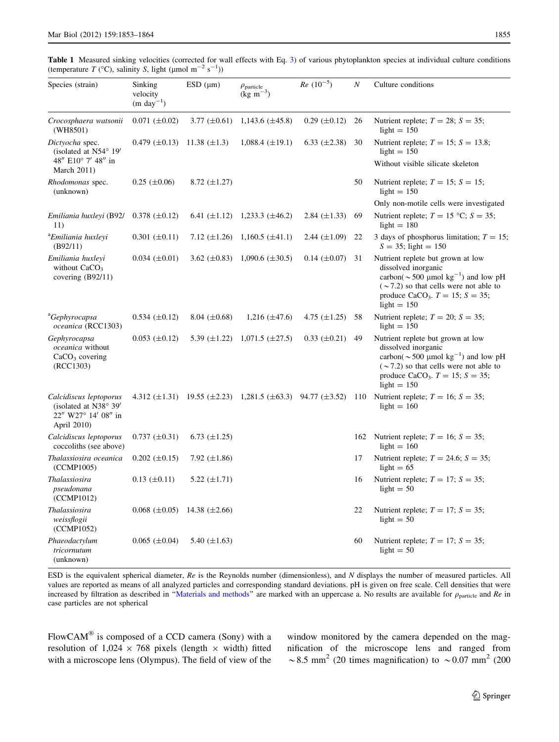**Table 1** Measured sinking velocities (corrected for wall effects with Eq. 3) of various phytoplankton species at individual culture conditions (temperature $T$ (°C), salinity $S$, light (μmol $m^{-2}$ $s^{-1}$))

| Species (strain) | Sinking velocity (m $day^{-1}$) | ESD (μm) | $\rho_{particle}$ (kg $m^{-3}$) | $Re$ ($10^{-5}$) | $N$ | Culture conditions |
|---|---|---|---|---|---|---|
| *Crocosphaera watsonii* (WH8501) | 0.071 (±0.02) | 3.77 (±0.61) | 1,143.6 (±45.8) | 0.29 (±0.12) | 26 | Nutrient replete; $T = 28$; $S = 35$; light = 150 |
| *Dictyocha* spec. (isolated at N54° 19′ 48″ E10° 7′ 48″ in March 2011) | 0.479 (±0.13) | 11.38 (±1.3) | 1,088.4 (±19.1) | 6.33 (±2.38) | 30 | Nutrient replete; $T = 15$; $S = 13.8$; light = 150<br>Without visible silicate skeleton |
| *Rhodomonas* spec. (unknown) | 0.25 (±0.06) | 8.72 (±1.27) | | | 50 | Nutrient replete; $T = 15$; $S = 15$; light = 150<br>Only non-motile cells were investigated |
| *Emiliania huxleyi* (B92/11) | 0.378 (±0.12) | 6.41 (±1.12) | 1,233.3 (±46.2) | 2.84 (±1.33) | 69 | Nutrient replete; $T = 15$ °C; $S = 35$; light = 180 |
| [a]*Emiliania huxleyi* (B92/11) | 0.301 (±0.11) | 7.12 (±1.26) | 1,160.5 (±41.1) | 2.44 (±1.09) | 22 | 3 days of phosphorus limitation; $T = 15$; $S = 35$; light = 150 |
| *Emiliania huxleyi* without $CaCO_3$ covering (B92/11) | 0.034 (±0.01) | 3.62 (±0.83) | 1,090.6 (±30.5) | 0.14 (±0.07) | 31 | Nutrient replete but grown at low dissolved inorganic carbon(~500 μmol $kg^{-1}$) and low pH (~7.2) so that cells were not able to produce $CaCO_3$. $T = 15$; $S = 35$; light = 150 |
| [a]*Gephyrocapsa oceanica* (RCC1303) | 0.534 (±0.12) | 8.04 (±0.68) | 1,216 (±47.6) | 4.75 (±1.25) | 58 | Nutrient replete; $T = 20$; $S = 35$; light = 150 |
| *Gephyrocapsa oceanica* without $CaCO_3$ covering (RCC1303) | 0.053 (±0.12) | 5.39 (±1.22) | 1,071.5 (±27.5) | 0.33 (±0.21) | 49 | Nutrient replete but grown at low dissolved inorganic carbon(~500 μmol $kg^{-1}$) and low pH (~7.2) so that cells were not able to produce $CaCO_3$. $T = 15$; $S = 35$; light = 150 |
| *Calcidiscus leptoporus* (isolated at N38° 39′ 22″ W27° 14′ 08″ in April 2010) | 4.312 (±1.31) | 19.55 (±2.23) | 1,281.5 (±63.3) | 94.77 (±3.52) | 110 | Nutrient replete; $T = 16$; $S = 35$; light = 160 |
| *Calcidiscus leptoporus* coccoliths (see above) | 0.737 (±0.31) | 6.73 (±1.25) | | | 162 | Nutrient replete; $T = 16$; $S = 35$; light = 160 |
| *Thalassiosira oceanica* (CCMP1005) | 0.202 (±0.15) | 7.92 (±1.86) | | | 17 | Nutrient replete; $T = 24.6$; $S = 35$; light = 65 |
| *Thalassiosira pseudonana* (CCMP1012) | 0.13 (±0.11) | 5.22 (±1.71) | | | 16 | Nutrient replete; $T = 17$; $S = 35$; light = 50 |
| *Thalassiosira weissflogii* (CCMP1052) | 0.068 (±0.05) | 14.38 (±2.66) | | | 22 | Nutrient replete; $T = 17$; $S = 35$; light = 50 |
| *Phaeodactylum tricornutum* (unknown) | 0.065 (±0.04) | 5.40 (±1.63) | | | 60 | Nutrient replete; $T = 17$; $S = 35$; light = 50 |

ESD is the equivalent spherical diameter, $Re$ is the Reynolds number (dimensionless), and $N$ displays the number of measured particles. All values are reported as means of all analyzed particles and corresponding standard deviations. pH is given on free scale. Cell densities that were increased by filtration as described in "Materials and methods" are marked with an uppercase a. No results are available for $\rho_{particle}$ and $Re$ in case particles are not spherical

FlowCAM® is composed of a CCD camera (Sony) with a resolution of 1,024 × 768 pixels (length × width) fitted with a microscope lens (Olympus). The field of view of the window monitored by the camera depended on the magnification of the microscope lens and ranged from ~8.5 $mm^2$ (20 times magnification) to ~0.07 $mm^2$ (200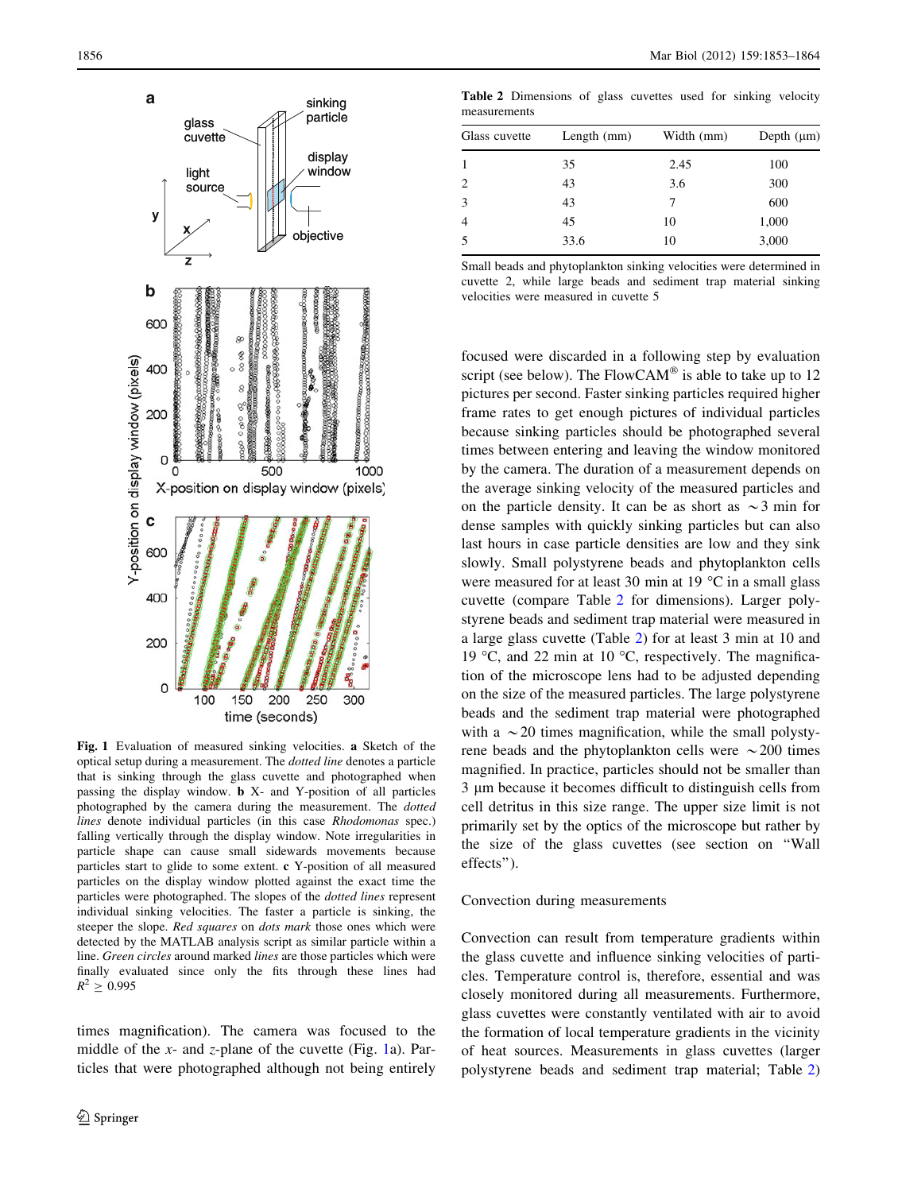**Fig. 1** Evaluation of measured sinking velocities. **a** Sketch of the optical setup during a measurement. The *dotted line* denotes a particle that is sinking through the glass cuvette and photographed when passing the display window. **b** X- and Y-position of all particles photographed by the camera during the measurement. The *dotted lines* denote individual particles (in this case *Rhodomonas* spec.) falling vertically through the display window. Note irregularities in particle shape can cause small sidewards movements because particles start to glide to some extent. **c** Y-position of all measured particles on the display window plotted against the exact time the particles were photographed. The slopes of the *dotted lines* represent individual sinking velocities. The faster a particle is sinking, the steeper the slope. *Red squares* on *dots mark* those ones which were detected by the MATLAB analysis script as similar particle within a line. *Green circles* around marked *lines* are those particles which were finally evaluated since only the fits through these lines had $R^2 \geq 0.995$

times magnification). The camera was focused to the middle of the *x*- and *z*-plane of the cuvette (Fig. 1a). Particles that were photographed although not being entirely focused were discarded in a following step by evaluation script (see below). The FlowCAM® is able to take up to 12 pictures per second. Faster sinking particles required higher frame rates to get enough pictures of individual particles because sinking particles should be photographed several times between entering and leaving the window monitored by the camera. The duration of a measurement depends on the average sinking velocity of the measured particles and on the particle density. It can be as short as ~3 min for dense samples with quickly sinking particles but can also last hours in case particle densities are low and they sink slowly. Small polystyrene beads and phytoplankton cells were measured for at least 30 min at 19 °C in a small glass cuvette (compare Table 2 for dimensions). Larger polystyrene beads and sediment trap material were measured in a large glass cuvette (Table 2) for at least 3 min at 10 and 19 °C, and 22 min at 10 °C, respectively. The magnification of the microscope lens had to be adjusted depending on the size of the measured particles. The large polystyrene beads and the sediment trap material were photographed with a ~20 times magnification, while the small polystyrene beads and the phytoplankton cells were ~200 times magnified. In practice, particles should not be smaller than 3 µm because it becomes difficult to distinguish cells from cell detritus in this size range. The upper size limit is not primarily set by the optics of the microscope but rather by the size of the glass cuvettes (see section on "Wall effects").

**Table 2** Dimensions of glass cuvettes used for sinking velocity measurements

| Glass cuvette | Length (mm) | Width (mm) | Depth (µm) |
|---|---|---|---|
| 1 | 35 | 2.45 | 100 |
| 2 | 43 | 3.6 | 300 |
| 3 | 43 | 7 | 600 |
| 4 | 45 | 10 | 1,000 |
| 5 | 33.6 | 10 | 3,000 |

Small beads and phytoplankton sinking velocities were determined in cuvette 2, while large beads and sediment trap material sinking velocities were measured in cuvette 5

### Convection during measurements

Convection can result from temperature gradients within the glass cuvette and influence sinking velocities of particles. Temperature control is, therefore, essential and was closely monitored during all measurements. Furthermore, glass cuvettes were constantly ventilated with air to avoid the formation of local temperature gradients in the vicinity of heat sources. Measurements in glass cuvettes (larger polystyrene beads and sediment trap material; Table 2)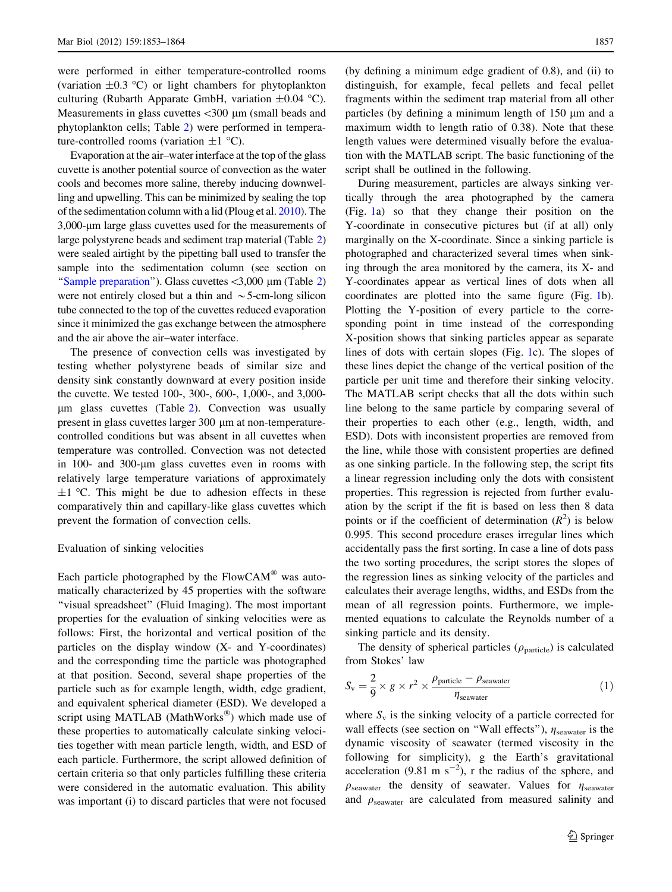were performed in either temperature-controlled rooms (variation ±0.3 °C) or light chambers for phytoplankton culturing (Rubarth Apparate GmbH, variation ±0.04 °C). Measurements in glass cuvettes <300 µm (small beads and phytoplankton cells; Table 2) were performed in temperature-controlled rooms (variation ±1 °C).

Evaporation at the air–water interface at the top of the glass cuvette is another potential source of convection as the water cools and becomes more saline, thereby inducing downwelling and upwelling. This can be minimized by sealing the top of the sedimentation column with a lid (Ploug et al. 2010). The 3,000-µm large glass cuvettes used for the measurements of large polystyrene beads and sediment trap material (Table 2) were sealed airtight by the pipetting ball used to transfer the sample into the sedimentation column (see section on "Sample preparation"). Glass cuvettes <3,000 µm (Table 2) were not entirely closed but a thin and ~5-cm-long silicon tube connected to the top of the cuvettes reduced evaporation since it minimized the gas exchange between the atmosphere and the air above the air–water interface.

The presence of convection cells was investigated by testing whether polystyrene beads of similar size and density sink constantly downward at every position inside the cuvette. We tested 100-, 300-, 600-, 1,000-, and 3,000-µm glass cuvettes (Table 2). Convection was usually present in glass cuvettes larger 300 µm at non-temperature-controlled conditions but was absent in all cuvettes when temperature was controlled. Convection was not detected in 100- and 300-µm glass cuvettes even in rooms with relatively large temperature variations of approximately ±1 °C. This might be due to adhesion effects in these comparatively thin and capillary-like glass cuvettes which prevent the formation of convection cells.

### Evaluation of sinking velocities

Each particle photographed by the FlowCAM® was automatically characterized by 45 properties with the software "visual spreadsheet" (Fluid Imaging). The most important properties for the evaluation of sinking velocities were as follows: First, the horizontal and vertical position of the particles on the display window (X- and Y-coordinates) and the corresponding time the particle was photographed at that position. Second, several shape properties of the particle such as for example length, width, edge gradient, and equivalent spherical diameter (ESD). We developed a script using MATLAB (MathWorks®) which made use of these properties to automatically calculate sinking velocities together with mean particle length, width, and ESD of each particle. Furthermore, the script allowed definition of certain criteria so that only particles fulfilling these criteria were considered in the automatic evaluation. This ability was important (i) to discard particles that were not focused (by defining a minimum edge gradient of 0.8), and (ii) to distinguish, for example, fecal pellets and fecal pellet fragments within the sediment trap material from all other particles (by defining a minimum length of 150 µm and a maximum width to length ratio of 0.38). Note that these length values were determined visually before the evaluation with the MATLAB script. The basic functioning of the script shall be outlined in the following.

During measurement, particles are always sinking vertically through the area photographed by the camera (Fig. 1a) so that they change their position on the Y-coordinate in consecutive pictures but (if at all) only marginally on the X-coordinate. Since a sinking particle is photographed and characterized several times when sinking through the area monitored by the camera, its X- and Y-coordinates appear as vertical lines of dots when all coordinates are plotted into the same figure (Fig. 1b). Plotting the Y-position of every particle to the corresponding point in time instead of the corresponding X-position shows that sinking particles appear as separate lines of dots with certain slopes (Fig. 1c). The slopes of these lines depict the change of the vertical position of the particle per unit time and therefore their sinking velocity. The MATLAB script checks that all the dots within such line belong to the same particle by comparing several of their properties to each other (e.g., length, width, and ESD). Dots with inconsistent properties are removed from the line, while those with consistent properties are defined as one sinking particle. In the following step, the script fits a linear regression including only the dots with consistent properties. This regression is rejected from further evaluation by the script if the fit is based on less then 8 data points or if the coefficient of determination ($R^2$) is below 0.995. This second procedure erases irregular lines which accidentally pass the first sorting. In case a line of dots pass the two sorting procedures, the script stores the slopes of the regression lines as sinking velocity of the particles and calculates their average lengths, widths, and ESDs from the mean of all regression points. Furthermore, we implemented equations to calculate the Reynolds number of a sinking particle and its density.

The density of spherical particles ($\rho_{\text{particle}}$) is calculated from Stokes' law

$$S_{\text{v}} = \frac{2}{9} \times g \times r^2 \times \frac{\rho_{\text{particle}} - \rho_{\text{seawater}}}{\eta_{\text{seawater}}} \tag{1}$$

where $S_{\text{v}}$ is the sinking velocity of a particle corrected for wall effects (see section on "Wall effects"), $\eta_{\text{seawater}}$ is the dynamic viscosity of seawater (termed viscosity in the following for simplicity), g the Earth's gravitational acceleration (9.81 m $\text{s}^{-2}$), r the radius of the sphere, and $\rho_{\text{seawater}}$ the density of seawater. Values for $\eta_{\text{seawater}}$ and $\rho_{\text{seawater}}$ are calculated from measured salinity and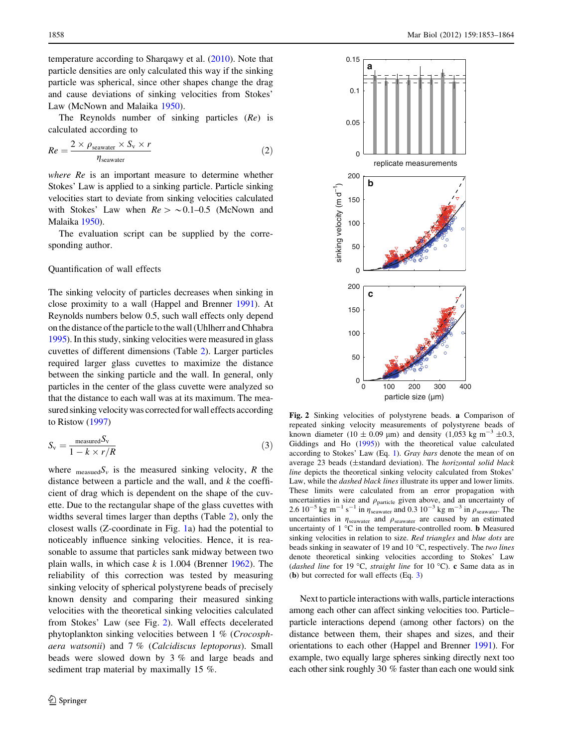temperature according to Sharqawy et al. (2010). Note that particle densities are only calculated this way if the sinking particle was spherical, since other shapes change the drag and cause deviations of sinking velocities from Stokes' Law (McNown and Malaika 1950).

The Reynolds number of sinking particles ($Re$) is calculated according to

$$Re = \frac{2 \times \rho_{\text{seawater}} \times S_{\text{v}} \times r}{\eta_{\text{seawater}}} \tag{2}$$

*where* $Re$ is an important measure to determine whether Stokes' Law is applied to a sinking particle. Particle sinking velocities start to deviate from sinking velocities calculated with Stokes' Law when $Re > \sim 0.1$–$0.5$ (McNown and Malaika 1950).

The evaluation script can be supplied by the corresponding author.

## Quantification of wall effects

The sinking velocity of particles decreases when sinking in close proximity to a wall (Happel and Brenner 1991). At Reynolds numbers below 0.5, such wall effects only depend on the distance of the particle to the wall (Uhlherr and Chhabra 1995). In this study, sinking velocities were measured in glass cuvettes of different dimensions (Table 2). Larger particles required larger glass cuvettes to maximize the distance between the sinking particle and the wall. In general, only particles in the center of the glass cuvette were analyzed so that the distance to each wall was at its maximum. The measured sinking velocity was corrected for wall effects according to Ristow (1997)

$$S_{\text{v}} = \frac{_{\text{measured}}S_{\text{v}}}{1 - k \times r/R} \tag{3}$$

where $_{\text{measured}}S_{v}$ is the measured sinking velocity, $R$ the distance between a particle and the wall, and $k$ the coefficient of drag which is dependent on the shape of the cuvette. Due to the rectangular shape of the glass cuvettes with widths several times larger than depths (Table 2), only the closest walls (Z-coordinate in Fig. 1a) had the potential to noticeably influence sinking velocities. Hence, it is reasonable to assume that particles sank midway between two plain walls, in which case $k$ is 1.004 (Brenner 1962). The reliability of this correction was tested by measuring sinking velocity of spherical polystyrene beads of precisely known density and comparing their measured sinking velocities with the theoretical sinking velocities calculated from Stokes' Law (see Fig. 2). Wall effects decelerated phytoplankton sinking velocities between 1 % (*Crocosphaera watsonii*) and 7 % (*Calcidiscus leptoporus*). Small beads were slowed down by 3 % and large beads and sediment trap material by maximally 15 %.

**Fig. 2** Sinking velocities of polystyrene beads. **a** Comparison of repeated sinking velocity measurements of polystyrene beads of known diameter (10 ± 0.09 µm) and density (1,053 kg m$^{-3}$ ±0.3, Giddings and Ho (1995)) with the theoretical value calculated according to Stokes' Law (Eq. 1). *Gray bars* denote the mean of on average 23 beads (±standard deviation). The *horizontal solid black line* depicts the theoretical sinking velocity calculated from Stokes' Law, while the *dashed black lines* illustrate its upper and lower limits. These limits were calculated from an error propagation with uncertainties in size and $\rho_{\text{particle}}$ given above, and an uncertainty of 2.6 10$^{-5}$ kg m$^{-1}$ s$^{-1}$ in $\eta_{\text{seawater}}$ and 0.3 10$^{-3}$ kg m$^{-3}$ in $\rho_{\text{seawater}}$. The uncertainties in $\eta_{\text{seawater}}$ and $\rho_{\text{seawater}}$ are caused by an estimated uncertainty of 1 °C in the temperature-controlled room. **b** Measured sinking velocities in relation to size. *Red triangles* and *blue dots* are beads sinking in seawater of 19 and 10 °C, respectively. The *two lines* denote theoretical sinking velocities according to Stokes' Law (*dashed line* for 19 °C, *straight line* for 10 °C). **c** Same data as in (**b**) but corrected for wall effects (Eq. 3)

Next to particle interactions with walls, particle interactions among each other can affect sinking velocities too. Particle–particle interactions depend (among other factors) on the distance between them, their shapes and sizes, and their orientations to each other (Happel and Brenner 1991). For example, two equally large spheres sinking directly next too each other sink roughly 30 % faster than each one would sink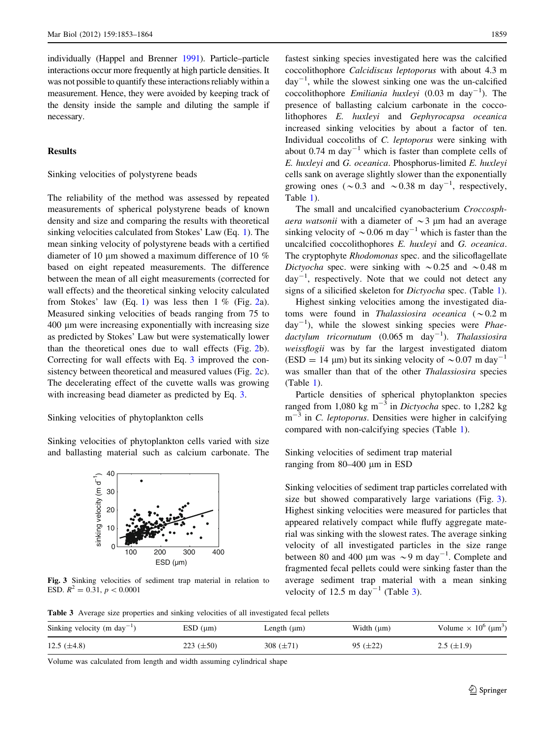individually (Happel and Brenner 1991). Particle–particle interactions occur more frequently at high particle densities. It was not possible to quantify these interactions reliably within a measurement. Hence, they were avoided by keeping track of the density inside the sample and diluting the sample if necessary.

## Results

### Sinking velocities of polystyrene beads

The reliability of the method was assessed by repeated measurements of spherical polystyrene beads of known density and size and comparing the results with theoretical sinking velocities calculated from Stokes' Law (Eq. 1). The mean sinking velocity of polystyrene beads with a certified diameter of 10 μm showed a maximum difference of 10 % based on eight repeated measurements. The difference between the mean of all eight measurements (corrected for wall effects) and the theoretical sinking velocity calculated from Stokes' law (Eq. 1) was less then 1 % (Fig. 2a). Measured sinking velocities of beads ranging from 75 to 400 μm were increasing exponentially with increasing size as predicted by Stokes' Law but were systematically lower than the theoretical ones due to wall effects (Fig. 2b). Correcting for wall effects with Eq. 3 improved the consistency between theoretical and measured values (Fig. 2c). The decelerating effect of the cuvette walls was growing with increasing bead diameter as predicted by Eq. 3.

### Sinking velocities of phytoplankton cells

Sinking velocities of phytoplankton cells varied with size and ballasting material such as calcium carbonate. The fastest sinking species investigated here was the calcified coccolithophore *Calcidiscus leptoporus* with about 4.3 m day$^{-1}$, while the slowest sinking one was the un-calcified coccolithophore *Emiliania huxleyi* (0.03 m day$^{-1}$). The presence of ballasting calcium carbonate in the coccolithophores *E. huxleyi* and *Gephyrocapsa oceanica* increased sinking velocities by about a factor of ten. Individual coccoliths of *C. leptoporus* were sinking with about 0.74 m day$^{-1}$ which is faster than complete cells of *E. huxleyi* and *G. oceanica*. Phosphorus-limited *E. huxleyi* cells sank on average slightly slower than the exponentially growing ones (~0.3 and ~0.38 m day$^{-1}$, respectively, Table 1).

The small and uncalcified cyanobacterium *Croccosphaera watsonii* with a diameter of ~3 μm had an average sinking velocity of ~0.06 m day$^{-1}$ which is faster than the uncalcified coccolithophores *E. huxleyi* and *G. oceanica*. The cryptophyte *Rhodomonas* spec. and the silicoflagellate *Dictyocha* spec. were sinking with ~0.25 and ~0.48 m day$^{-1}$, respectively. Note that we could not detect any signs of a silicified skeleton for *Dictyocha* spec. (Table 1).

Highest sinking velocities among the investigated diatoms were found in *Thalassiosira oceanica* (~0.2 m day$^{-1}$), while the slowest sinking species were *Phaedactylum tricornutum* (0.065 m day$^{-1}$). *Thalassiosira weissflogii* was by far the largest investigated diatom (ESD = 14 μm) but its sinking velocity of ~0.07 m day$^{-1}$ was smaller than that of the other *Thalassiosira* species (Table 1).

Particle densities of spherical phytoplankton species ranged from 1,080 kg m$^{-3}$ in *Dictyocha* spec. to 1,282 kg m$^{-3}$ in *C. leptoporus*. Densities were higher in calcifying compared with non-calcifying species (Table 1).

Fig. 3 Sinking velocities of sediment trap material in relation to ESD. $R^2 = 0.31$, $p < 0.0001$

### Sinking velocities of sediment trap material ranging from 80–400 μm in ESD

Sinking velocities of sediment trap particles correlated with size but showed comparatively large variations (Fig. 3). Highest sinking velocities were measured for particles that appeared relatively compact while fluffy aggregate material was sinking with the slowest rates. The average sinking velocity of all investigated particles in the size range between 80 and 400 μm was ~9 m day$^{-1}$. Complete and fragmented fecal pellets could were sinking faster than the average sediment trap material with a mean sinking velocity of 12.5 m day$^{-1}$ (Table 3).

Table 3 Average size properties and sinking velocities of all investigated fecal pellets

| Sinking velocity (m day$^{-1}$) | ESD (μm) | Length (μm) | Width (μm) | Volume × $10^6$ (μm$^3$) |
|---|---|---|---|---|
| 12.5 (±4.8) | 223 (±50) | 308 (±71) | 95 (±22) | 2.5 (±1.9) |

Volume was calculated from length and width assuming cylindrical shape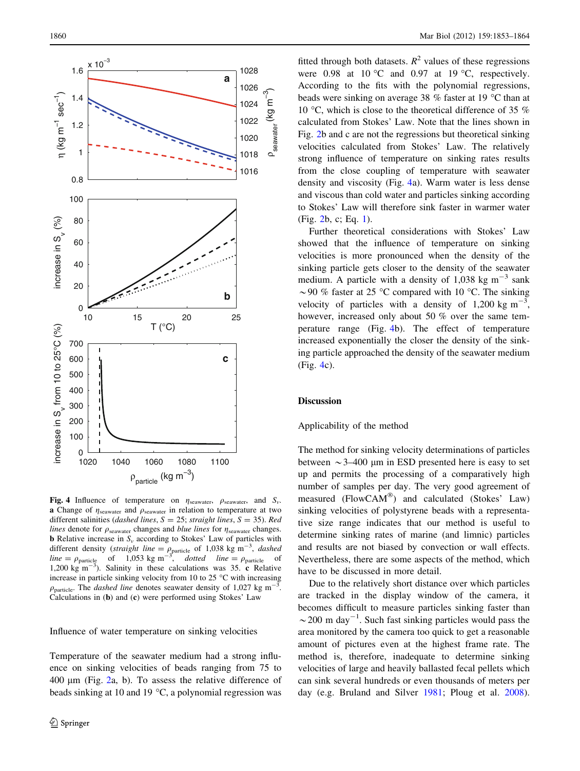**Fig. 4** Influence of temperature on $\eta_{seawater}$, $\rho_{seawater}$, and $S_v$. **a** Change of $\eta_{seawater}$ and $\rho_{seawater}$ in relation to temperature at two different salinities (*dashed lines*, $S = 25$; *straight lines*, $S = 35$). *Red lines* denote for $\rho_{seawater}$ changes and *blue lines* for $\eta_{seawater}$ changes. **b** Relative increase in $S_v$ according to Stokes' Law of particles with different density (*straight line* = $\rho_{particle}$ of 1,038 kg m$^{-3}$, *dashed line* = $\rho_{particle}$ of 1,053 kg m$^{-3}$, *dotted line* = $\rho_{particle}$ of 1,200 kg m$^{-3}$). Salinity in these calculations was 35. **c** Relative increase in particle sinking velocity from 10 to 25 °C with increasing $\rho_{particle}$. The *dashed line* denotes seawater density of 1,027 kg m$^{-3}$. Calculations in (**b**) and (**c**) were performed using Stokes' Law

### Influence of water temperature on sinking velocities

Temperature of the seawater medium had a strong influence on sinking velocities of beads ranging from 75 to 400 µm (Fig. 2a, b). To assess the relative difference of beads sinking at 10 and 19 °C, a polynomial regression was fitted through both datasets. $R^2$ values of these regressions were 0.98 at 10 °C and 0.97 at 19 °C, respectively. According to the fits with the polynomial regressions, beads were sinking on average 38 % faster at 19 °C than at 10 °C, which is close to the theoretical difference of 35 % calculated from Stokes' Law. Note that the lines shown in Fig. 2b and c are not the regressions but theoretical sinking velocities calculated from Stokes' Law. The relatively strong influence of temperature on sinking rates results from the close coupling of temperature with seawater density and viscosity (Fig. 4a). Warm water is less dense and viscous than cold water and particles sinking according to Stokes' Law will therefore sink faster in warmer water (Fig. 2b, c; Eq. 1).

Further theoretical considerations with Stokes' Law showed that the influence of temperature on sinking velocities is more pronounced when the density of the sinking particle gets closer to the density of the seawater medium. A particle with a density of 1,038 kg m$^{-3}$ sank ~90 % faster at 25 °C compared with 10 °C. The sinking velocity of particles with a density of 1,200 kg m$^{-3}$, however, increased only about 50 % over the same temperature range (Fig. 4b). The effect of temperature increased exponentially the closer the density of the sinking particle approached the density of the seawater medium (Fig. 4c).

## Discussion

### Applicability of the method

The method for sinking velocity determinations of particles between ~3–400 µm in ESD presented here is easy to set up and permits the processing of a comparatively high number of samples per day. The very good agreement of measured (FlowCAM®) and calculated (Stokes' Law) sinking velocities of polystyrene beads with a representative size range indicates that our method is useful to determine sinking rates of marine (and limnic) particles and results are not biased by convection or wall effects. Nevertheless, there are some aspects of the method, which have to be discussed in more detail.

Due to the relatively short distance over which particles are tracked in the display window of the camera, it becomes difficult to measure particles sinking faster than ~200 m day$^{-1}$. Such fast sinking particles would pass the area monitored by the camera too quick to get a reasonable amount of pictures even at the highest frame rate. The method is, therefore, inadequate to determine sinking velocities of large and heavily ballasted fecal pellets which can sink several hundreds or even thousands of meters per day (e.g. Bruland and Silver 1981; Ploug et al. 2008).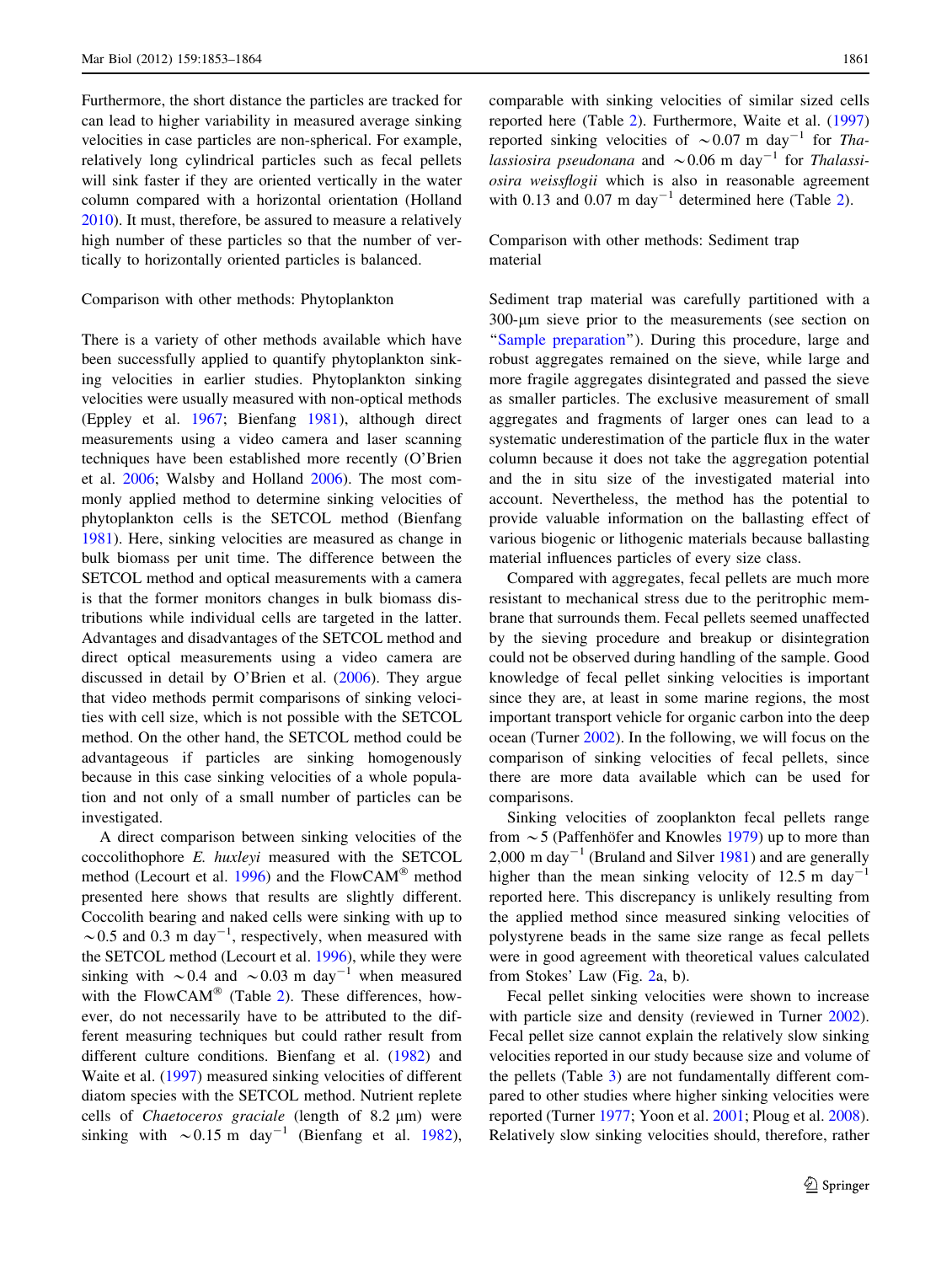Furthermore, the short distance the particles are tracked for can lead to higher variability in measured average sinking velocities in case particles are non-spherical. For example, relatively long cylindrical particles such as fecal pellets will sink faster if they are oriented vertically in the water column compared with a horizontal orientation (Holland 2010). It must, therefore, be assured to measure a relatively high number of these particles so that the number of vertically to horizontally oriented particles is balanced.

### Comparison with other methods: Phytoplankton

There is a variety of other methods available which have been successfully applied to quantify phytoplankton sinking velocities in earlier studies. Phytoplankton sinking velocities were usually measured with non-optical methods (Eppley et al. 1967; Bienfang 1981), although direct measurements using a video camera and laser scanning techniques have been established more recently (O'Brien et al. 2006; Walsby and Holland 2006). The most commonly applied method to determine sinking velocities of phytoplankton cells is the SETCOL method (Bienfang 1981). Here, sinking velocities are measured as change in bulk biomass per unit time. The difference between the SETCOL method and optical measurements with a camera is that the former monitors changes in bulk biomass distributions while individual cells are targeted in the latter. Advantages and disadvantages of the SETCOL method and direct optical measurements using a video camera are discussed in detail by O'Brien et al. (2006). They argue that video methods permit comparisons of sinking velocities with cell size, which is not possible with the SETCOL method. On the other hand, the SETCOL method could be advantageous if particles are sinking homogenously because in this case sinking velocities of a whole population and not only of a small number of particles can be investigated.

A direct comparison between sinking velocities of the coccolithophore *E. huxleyi* measured with the SETCOL method (Lecourt et al. 1996) and the FlowCAM® method presented here shows that results are slightly different. Coccolith bearing and naked cells were sinking with up to ~0.5 and 0.3 m day$^{-1}$, respectively, when measured with the SETCOL method (Lecourt et al. 1996), while they were sinking with ~0.4 and ~0.03 m day$^{-1}$ when measured with the FlowCAM® (Table 2). These differences, however, do not necessarily have to be attributed to the different measuring techniques but could rather result from different culture conditions. Bienfang et al. (1982) and Waite et al. (1997) measured sinking velocities of different diatom species with the SETCOL method. Nutrient replete cells of *Chaetoceros graciale* (length of 8.2 µm) were sinking with ~0.15 m day$^{-1}$ (Bienfang et al. 1982), comparable with sinking velocities of similar sized cells reported here (Table 2). Furthermore, Waite et al. (1997) reported sinking velocities of ~0.07 m day$^{-1}$ for *Thalassiosira pseudonana* and ~0.06 m day$^{-1}$ for *Thalassiosira weissflogii* which is also in reasonable agreement with 0.13 and 0.07 m day$^{-1}$ determined here (Table 2).

### Comparison with other methods: Sediment trap material

Sediment trap material was carefully partitioned with a 300-µm sieve prior to the measurements (see section on "Sample preparation"). During this procedure, large and robust aggregates remained on the sieve, while large and more fragile aggregates disintegrated and passed the sieve as smaller particles. The exclusive measurement of small aggregates and fragments of larger ones can lead to a systematic underestimation of the particle flux in the water column because it does not take the aggregation potential and the in situ size of the investigated material into account. Nevertheless, the method has the potential to provide valuable information on the ballasting effect of various biogenic or lithogenic materials because ballasting material influences particles of every size class.

Compared with aggregates, fecal pellets are much more resistant to mechanical stress due to the peritrophic membrane that surrounds them. Fecal pellets seemed unaffected by the sieving procedure and breakup or disintegration could not be observed during handling of the sample. Good knowledge of fecal pellet sinking velocities is important since they are, at least in some marine regions, the most important transport vehicle for organic carbon into the deep ocean (Turner 2002). In the following, we will focus on the comparison of sinking velocities of fecal pellets, since there are more data available which can be used for comparisons.

Sinking velocities of zooplankton fecal pellets range from ~5 (Paffenhöfer and Knowles 1979) up to more than 2,000 m day$^{-1}$ (Bruland and Silver 1981) and are generally higher than the mean sinking velocity of 12.5 m day$^{-1}$ reported here. This discrepancy is unlikely resulting from the applied method since measured sinking velocities of polystyrene beads in the same size range as fecal pellets were in good agreement with theoretical values calculated from Stokes' Law (Fig. 2a, b).

Fecal pellet sinking velocities were shown to increase with particle size and density (reviewed in Turner 2002). Fecal pellet size cannot explain the relatively slow sinking velocities reported in our study because size and volume of the pellets (Table 3) are not fundamentally different compared to other studies where higher sinking velocities were reported (Turner 1977; Yoon et al. 2001; Ploug et al. 2008). Relatively slow sinking velocities should, therefore, rather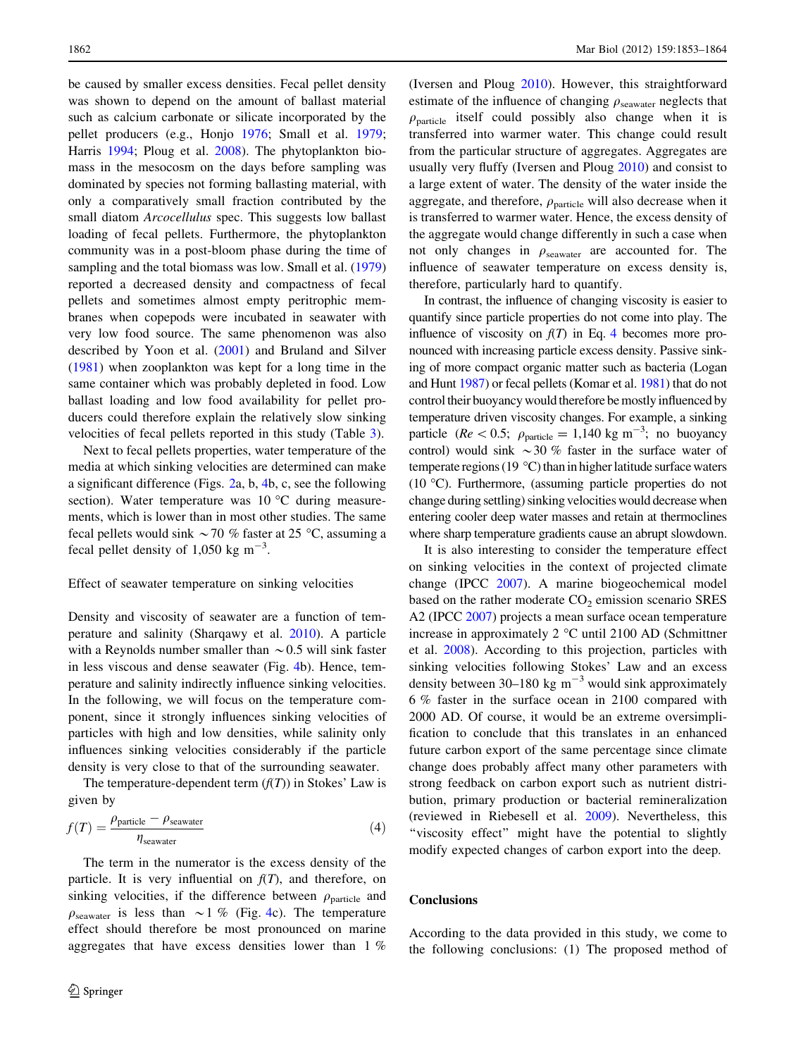be caused by smaller excess densities. Fecal pellet density was shown to depend on the amount of ballast material such as calcium carbonate or silicate incorporated by the pellet producers (e.g., Honjo 1976; Small et al. 1979; Harris 1994; Ploug et al. 2008). The phytoplankton biomass in the mesocosm on the days before sampling was dominated by species not forming ballasting material, with only a comparatively small fraction contributed by the small diatom *Arcocellulus* spec. This suggests low ballast loading of fecal pellets. Furthermore, the phytoplankton community was in a post-bloom phase during the time of sampling and the total biomass was low. Small et al. (1979) reported a decreased density and compactness of fecal pellets and sometimes almost empty peritrophic membranes when copepods were incubated in seawater with very low food source. The same phenomenon was also described by Yoon et al. (2001) and Bruland and Silver (1981) when zooplankton was kept for a long time in the same container which was probably depleted in food. Low ballast loading and low food availability for pellet producers could therefore explain the relatively slow sinking velocities of fecal pellets reported in this study (Table 3).

Next to fecal pellets properties, water temperature of the media at which sinking velocities are determined can make a significant difference (Figs. 2a, b, 4b, c, see the following section). Water temperature was 10 °C during measurements, which is lower than in most other studies. The same fecal pellets would sink ~70 % faster at 25 °C, assuming a fecal pellet density of 1,050 kg $m^{-3}$.

## Effect of seawater temperature on sinking velocities

Density and viscosity of seawater are a function of temperature and salinity (Sharqawy et al. 2010). A particle with a Reynolds number smaller than ~0.5 will sink faster in less viscous and dense seawater (Fig. 4b). Hence, temperature and salinity indirectly influence sinking velocities. In the following, we will focus on the temperature component, since it strongly influences sinking velocities of particles with high and low densities, while salinity only influences sinking velocities considerably if the particle density is very close to that of the surrounding seawater.

The temperature-dependent term ($f(T)$) in Stokes' Law is given by

$$f(T) = \frac{\rho_{\text{particle}} - \rho_{\text{seawater}}}{\eta_{\text{seawater}}} \tag{4}$$

The term in the numerator is the excess density of the particle. It is very influential on $f(T)$, and therefore, on sinking velocities, if the difference between $\rho_{\text{particle}}$ and $\rho_{\text{seawater}}$ is less than ~1 % (Fig. 4c). The temperature effect should therefore be most pronounced on marine aggregates that have excess densities lower than 1 % (Iversen and Ploug 2010). However, this straightforward estimate of the influence of changing $\rho_{\text{seawater}}$ neglects that $\rho_{\text{particle}}$ itself could possibly also change when it is transferred into warmer water. This change could result from the particular structure of aggregates. Aggregates are usually very fluffy (Iversen and Ploug 2010) and consist to a large extent of water. The density of the water inside the aggregate, and therefore, $\rho_{\text{particle}}$ will also decrease when it is transferred to warmer water. Hence, the excess density of the aggregate would change differently in such a case when not only changes in $\rho_{\text{seawater}}$ are accounted for. The influence of seawater temperature on excess density is, therefore, particularly hard to quantify.

In contrast, the influence of changing viscosity is easier to quantify since particle properties do not come into play. The influence of viscosity on $f(T)$ in Eq. 4 becomes more pronounced with increasing particle excess density. Passive sinking of more compact organic matter such as bacteria (Logan and Hunt 1987) or fecal pellets (Komar et al. 1981) that do not control their buoyancy would therefore be mostly influenced by temperature driven viscosity changes. For example, a sinking particle ($Re < 0.5$; $\rho_{\text{particle}} = 1{,}140$ kg $m^{-3}$; no buoyancy control) would sink ~30 % faster in the surface water of temperate regions (19 °C) than in higher latitude surface waters (10 °C). Furthermore, (assuming particle properties do not change during settling) sinking velocities would decrease when entering cooler deep water masses and retain at thermoclines where sharp temperature gradients cause an abrupt slowdown.

It is also interesting to consider the temperature effect on sinking velocities in the context of projected climate change (IPCC 2007). A marine biogeochemical model based on the rather moderate $CO_2$ emission scenario SRES A2 (IPCC 2007) projects a mean surface ocean temperature increase in approximately 2 °C until 2100 AD (Schmittner et al. 2008). According to this projection, particles with sinking velocities following Stokes' Law and an excess density between 30–180 kg $m^{-3}$ would sink approximately 6 % faster in the surface ocean in 2100 compared with 2000 AD. Of course, it would be an extreme oversimplification to conclude that this translates in an enhanced future carbon export of the same percentage since climate change does probably affect many other parameters with strong feedback on carbon export such as nutrient distribution, primary production or bacterial remineralization (reviewed in Riebesell et al. 2009). Nevertheless, this "viscosity effect" might have the potential to slightly modify expected changes of carbon export into the deep.

## Conclusions

According to the data provided in this study, we come to the following conclusions: (1) The proposed method of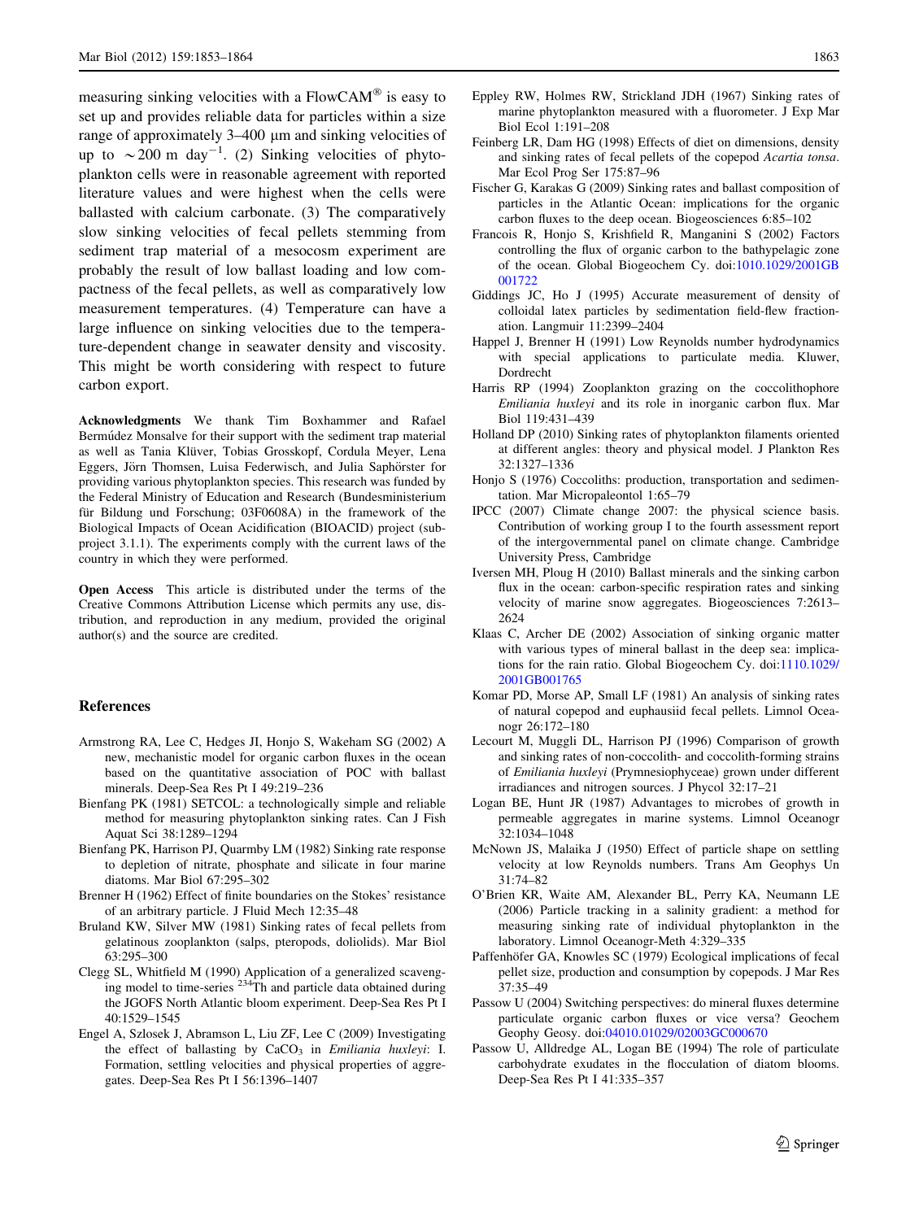measuring sinking velocities with a FlowCAM® is easy to set up and provides reliable data for particles within a size range of approximately 3–400 μm and sinking velocities of up to ~200 m day$^{-1}$. (2) Sinking velocities of phytoplankton cells were in reasonable agreement with reported literature values and were highest when the cells were ballasted with calcium carbonate. (3) The comparatively slow sinking velocities of fecal pellets stemming from sediment trap material of a mesocosm experiment are probably the result of low ballast loading and low compactness of the fecal pellets, as well as comparatively low measurement temperatures. (4) Temperature can have a large influence on sinking velocities due to the temperature-dependent change in seawater density and viscosity. This might be worth considering with respect to future carbon export.

**Acknowledgments** We thank Tim Boxhammer and Rafael Bermúdez Monsalve for their support with the sediment trap material as well as Tania Klüver, Tobias Grosskopf, Cordula Meyer, Lena Eggers, Jörn Thomsen, Luisa Federwisch, and Julia Saphörster for providing various phytoplankton species. This research was funded by the Federal Ministry of Education and Research (Bundesministerium für Bildung und Forschung; 03F0608A) in the framework of the Biological Impacts of Ocean Acidification (BIOACID) project (subproject 3.1.1). The experiments comply with the current laws of the country in which they were performed.

**Open Access** This article is distributed under the terms of the Creative Commons Attribution License which permits any use, distribution, and reproduction in any medium, provided the original author(s) and the source are credited.

## References

- Armstrong RA, Lee C, Hedges JI, Honjo S, Wakeham SG (2002) A new, mechanistic model for organic carbon fluxes in the ocean based on the quantitative association of POC with ballast minerals. Deep-Sea Res Pt I 49:219–236
- Bienfang PK (1981) SETCOL: a technologically simple and reliable method for measuring phytoplankton sinking rates. Can J Fish Aquat Sci 38:1289–1294
- Bienfang PK, Harrison PJ, Quarmby LM (1982) Sinking rate response to depletion of nitrate, phosphate and silicate in four marine diatoms. Mar Biol 67:295–302
- Brenner H (1962) Effect of finite boundaries on the Stokes' resistance of an arbitrary particle. J Fluid Mech 12:35–48
- Bruland KW, Silver MW (1981) Sinking rates of fecal pellets from gelatinous zooplankton (salps, pteropods, doliolids). Mar Biol 63:295–300
- Clegg SL, Whitfield M (1990) Application of a generalized scavenging model to time-series $^{234}$Th and particle data obtained during the JGOFS North Atlantic bloom experiment. Deep-Sea Res Pt I 40:1529–1545
- Engel A, Szlosek J, Abramson L, Liu ZF, Lee C (2009) Investigating the effect of ballasting by $CaCO_3$ in *Emiliania huxleyi*: I. Formation, settling velocities and physical properties of aggregates. Deep-Sea Res Pt I 56:1396–1407
- Eppley RW, Holmes RW, Strickland JDH (1967) Sinking rates of marine phytoplankton measured with a fluorometer. J Exp Mar Biol Ecol 1:191–208
- Feinberg LR, Dam HG (1998) Effects of diet on dimensions, density and sinking rates of fecal pellets of the copepod *Acartia tonsa*. Mar Ecol Prog Ser 175:87–96
- Fischer G, Karakas G (2009) Sinking rates and ballast composition of particles in the Atlantic Ocean: implications for the organic carbon fluxes to the deep ocean. Biogeosciences 6:85–102
- Francois R, Honjo S, Krishfield R, Manganini S (2002) Factors controlling the flux of organic carbon to the bathypelagic zone of the ocean. Global Biogeochem Cy. doi:1010.1029/2001GB001722
- Giddings JC, Ho J (1995) Accurate measurement of density of colloidal latex particles by sedimentation field-flew fractionation. Langmuir 11:2399–2404
- Happel J, Brenner H (1991) Low Reynolds number hydrodynamics with special applications to particulate media. Kluwer, Dordrecht
- Harris RP (1994) Zooplankton grazing on the coccolithophore *Emiliania huxleyi* and its role in inorganic carbon flux. Mar Biol 119:431–439
- Holland DP (2010) Sinking rates of phytoplankton filaments oriented at different angles: theory and physical model. J Plankton Res 32:1327–1336
- Honjo S (1976) Coccoliths: production, transportation and sedimentation. Mar Micropaleontol 1:65–79
- IPCC (2007) Climate change 2007: the physical science basis. Contribution of working group I to the fourth assessment report of the intergovernmental panel on climate change. Cambridge University Press, Cambridge
- Iversen MH, Ploug H (2010) Ballast minerals and the sinking carbon flux in the ocean: carbon-specific respiration rates and sinking velocity of marine snow aggregates. Biogeosciences 7:2613–2624
- Klaas C, Archer DE (2002) Association of sinking organic matter with various types of mineral ballast in the deep sea: implications for the rain ratio. Global Biogeochem Cy. doi:1110.1029/2001GB001765
- Komar PD, Morse AP, Small LF (1981) An analysis of sinking rates of natural copepod and euphausiid fecal pellets. Limnol Oceanogr 26:172–180
- Lecourt M, Muggli DL, Harrison PJ (1996) Comparison of growth and sinking rates of non-coccolith- and coccolith-forming strains of *Emiliania huxleyi* (Prymnesiophyceae) grown under different irradiances and nitrogen sources. J Phycol 32:17–21
- Logan BE, Hunt JR (1987) Advantages to microbes of growth in permeable aggregates in marine systems. Limnol Oceanogr 32:1034–1048
- McNown JS, Malaika J (1950) Effect of particle shape on settling velocity at low Reynolds numbers. Trans Am Geophys Un 31:74–82
- O'Brien KR, Waite AM, Alexander BL, Perry KA, Neumann LE (2006) Particle tracking in a salinity gradient: a method for measuring sinking rate of individual phytoplankton in the laboratory. Limnol Oceanogr-Meth 4:329–335
- Paffenhöfer GA, Knowles SC (1979) Ecological implications of fecal pellet size, production and consumption by copepods. J Mar Res 37:35–49
- Passow U (2004) Switching perspectives: do mineral fluxes determine particulate organic carbon fluxes or vice versa? Geochem Geophy Geosy. doi:04010.01029/02003GC000670
- Passow U, Alldredge AL, Logan BE (1994) The role of particulate carbohydrate exudates in the flocculation of diatom blooms. Deep-Sea Res Pt I 41:335–357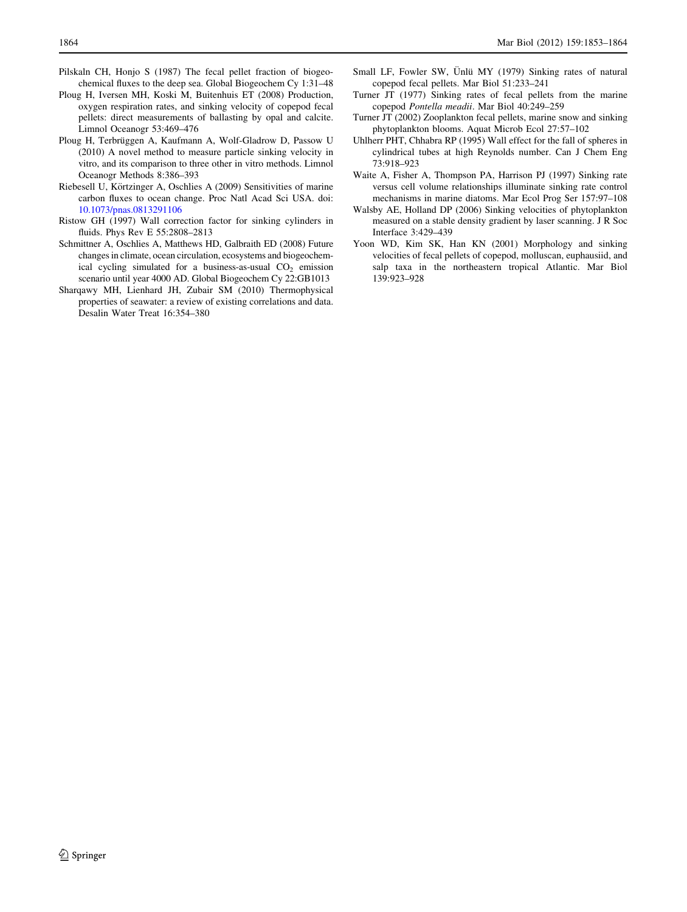Pilskaln CH, Honjo S (1987) The fecal pellet fraction of biogeochemical fluxes to the deep sea. Global Biogeochem Cy 1:31–48

Ploug H, Iversen MH, Koski M, Buitenhuis ET (2008) Production, oxygen respiration rates, and sinking velocity of copepod fecal pellets: direct measurements of ballasting by opal and calcite. Limnol Oceanogr 53:469–476

Ploug H, Terbrüggen A, Kaufmann A, Wolf-Gladrow D, Passow U (2010) A novel method to measure particle sinking velocity in vitro, and its comparison to three other in vitro methods. Limnol Oceanogr Methods 8:386–393

Riebesell U, Körtzinger A, Oschlies A (2009) Sensitivities of marine carbon fluxes to ocean change. Proc Natl Acad Sci USA. doi: 10.1073/pnas.0813291106

Ristow GH (1997) Wall correction factor for sinking cylinders in fluids. Phys Rev E 55:2808–2813

Schmittner A, Oschlies A, Matthews HD, Galbraith ED (2008) Future changes in climate, ocean circulation, ecosystems and biogeochemical cycling simulated for a business-as-usual $CO_2$ emission scenario until year 4000 AD. Global Biogeochem Cy 22:GB1013

Sharqawy MH, Lienhard JH, Zubair SM (2010) Thermophysical properties of seawater: a review of existing correlations and data. Desalin Water Treat 16:354–380

Small LF, Fowler SW, Ünlü MY (1979) Sinking rates of natural copepod fecal pellets. Mar Biol 51:233–241

Turner JT (1977) Sinking rates of fecal pellets from the marine copepod *Pontella meadii*. Mar Biol 40:249–259

Turner JT (2002) Zooplankton fecal pellets, marine snow and sinking phytoplankton blooms. Aquat Microb Ecol 27:57–102

Uhlherr PHT, Chhabra RP (1995) Wall effect for the fall of spheres in cylindrical tubes at high Reynolds number. Can J Chem Eng 73:918–923

Waite A, Fisher A, Thompson PA, Harrison PJ (1997) Sinking rate versus cell volume relationships illuminate sinking rate control mechanisms in marine diatoms. Mar Ecol Prog Ser 157:97–108

Walsby AE, Holland DP (2006) Sinking velocities of phytoplankton measured on a stable density gradient by laser scanning. J R Soc Interface 3:429–439

Yoon WD, Kim SK, Han KN (2001) Morphology and sinking velocities of fecal pellets of copepod, molluscan, euphausiid, and salp taxa in the northeastern tropical Atlantic. Mar Biol 139:923–928